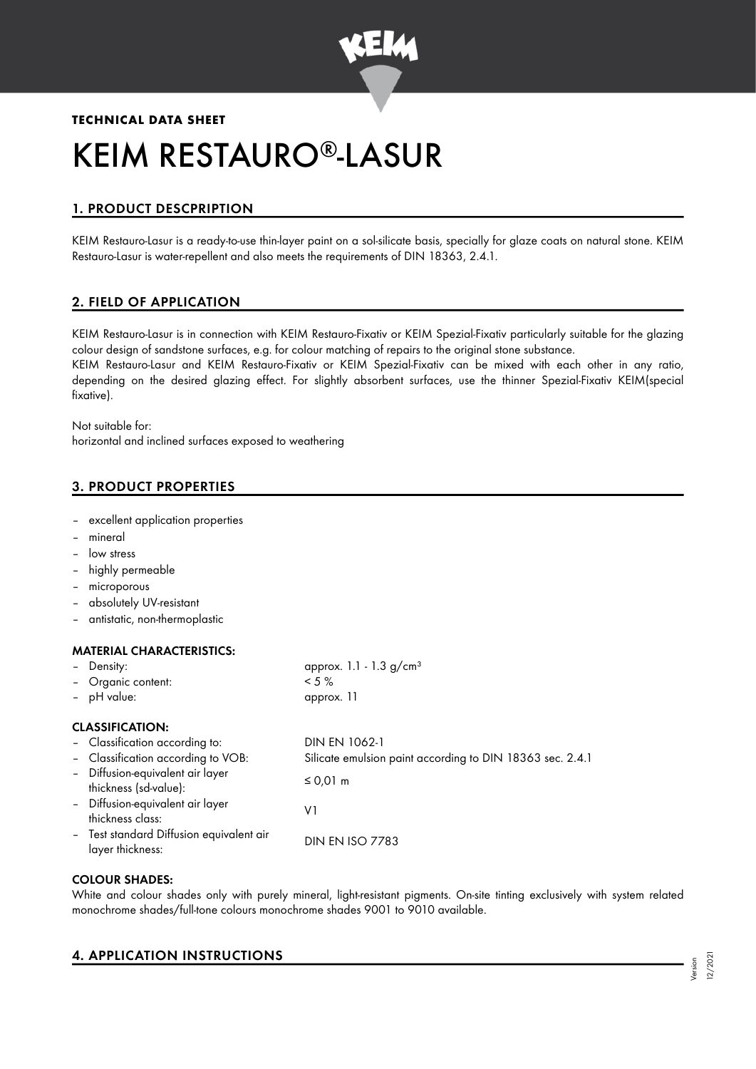**TECHNICAL DATA SHEET**

# KEIM RESTAURO®-LASUR

## 1. PRODUCT DESCPRIPTION

KEIM Restauro-Lasur is a ready-to-use thin-layer paint on a sol-silicate basis, specially for glaze coats on natural stone. KEIM Restauro-Lasur is water-repellent and also meets the requirements of DIN 18363, 2.4.1.

## 2. FIELD OF APPLICATION

KEIM Restauro-Lasur is in connection with KEIM Restauro-Fixativ or KEIM Spezial-Fixativ particularly suitable for the glazing colour design of sandstone surfaces, e.g. for colour matching of repairs to the original stone substance.
KEIM Restauro-Lasur and KEIM Restauro-Fixativ or KEIM Spezial-Fixativ can be mixed with each other in any ratio, depending on the desired glazing effect. For slightly absorbent surfaces, use the thinner Spezial-Fixativ KEIM(special fixative).

Not suitable for:
horizontal and inclined surfaces exposed to weathering

## 3. PRODUCT PROPERTIES

- excellent application properties
- mineral
- low stress
- highly permeable
- microporous
- absolutely UV-resistant
- antistatic, non-thermoplastic

### MATERIAL CHARACTERISTICS:

- Density: approx. 1.1 - 1.3 g/cm³
- Organic content: < 5 %
- pH value: approx. 11

### CLASSIFICATION:

- Classification according to: DIN EN 1062-1
- Classification according to VOB: Silicate emulsion paint according to DIN 18363 sec. 2.4.1
- Diffusion-equivalent air layer thickness (sd-value): ≤ 0,01 m
- Diffusion-equivalent air layer thickness class: V1
- Test standard Diffusion equivalent air layer thickness: DIN EN ISO 7783

### COLOUR SHADES:

White and colour shades only with purely mineral, light-resistant pigments. On-site tinting exclusively with system related monochrome shades/full-tone colours monochrome shades 9001 to 9010 available.

## 4. APPLICATION INSTRUCTIONS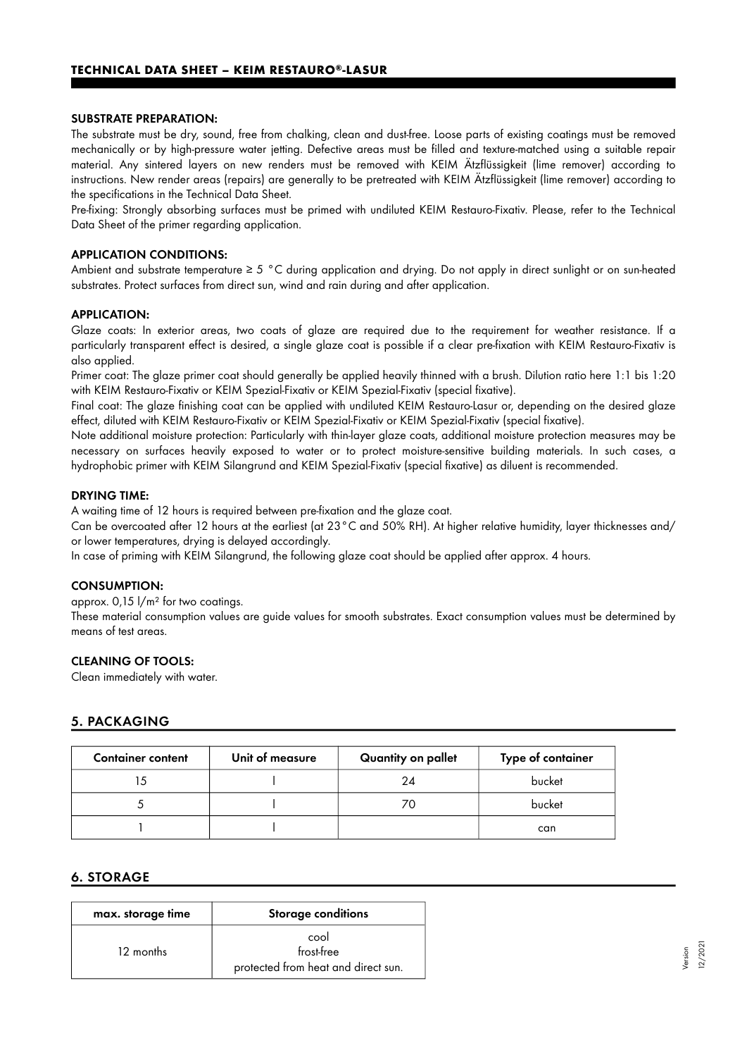#### SUBSTRATE PREPARATION:

The substrate must be dry, sound, free from chalking, clean and dust-free. Loose parts of existing coatings must be removed mechanically or by high-pressure water jetting. Defective areas must be filled and texture-matched using a suitable repair material. Any sintered layers on new renders must be removed with KEIM Ätzflüssigkeit (lime remover) according to instructions. New render areas (repairs) are generally to be pretreated with KEIM Ätzflüssigkeit (lime remover) according to the specifications in the Technical Data Sheet.

Pre-fixing: Strongly absorbing surfaces must be primed with undiluted KEIM Restauro-Fixativ. Please, refer to the Technical Data Sheet of the primer regarding application.

#### APPLICATION CONDITIONS:

Ambient and substrate temperature ≥ 5 °C during application and drying. Do not apply in direct sunlight or on sun-heated substrates. Protect surfaces from direct sun, wind and rain during and after application.

#### APPLICATION:

Glaze coats: In exterior areas, two coats of glaze are required due to the requirement for weather resistance. If a particularly transparent effect is desired, a single glaze coat is possible if a clear pre-fixation with KEIM Restauro-Fixativ is also applied.

Primer coat: The glaze primer coat should generally be applied heavily thinned with a brush. Dilution ratio here 1:1 bis 1:20 with KEIM Restauro-Fixativ or KEIM Spezial-Fixativ or KEIM Spezial-Fixativ (special fixative).

Final coat: The glaze finishing coat can be applied with undiluted KEIM Restauro-Lasur or, depending on the desired glaze effect, diluted with KEIM Restauro-Fixativ or KEIM Spezial-Fixativ or KEIM Spezial-Fixativ (special fixative).

Note additional moisture protection: Particularly with thin-layer glaze coats, additional moisture protection measures may be necessary on surfaces heavily exposed to water or to protect moisture-sensitive building materials. In such cases, a hydrophobic primer with KEIM Silangrund and KEIM Spezial-Fixativ (special fixative) as diluent is recommended.

#### DRYING TIME:

A waiting time of 12 hours is required between pre-fixation and the glaze coat.

Can be overcoated after 12 hours at the earliest (at 23°C and 50% RH). At higher relative humidity, layer thicknesses and/ or lower temperatures, drying is delayed accordingly.

In case of priming with KEIM Silangrund, the following glaze coat should be applied after approx. 4 hours.

#### CONSUMPTION:

approx. 0,15 l/m² for two coatings.

These material consumption values are guide values for smooth substrates. Exact consumption values must be determined by means of test areas.

#### CLEANING OF TOOLS:

Clean immediately with water.

## 5. PACKAGING

| Container content | Unit of measure | Quantity on pallet | Type of container |
|---|---|---|---|
| 15 | l | 24 | bucket |
| 5 | l | 70 | bucket |
| 1 | l | | can |

## 6. STORAGE

| max. storage time | Storage conditions |
|---|---|
| 12 months | cool<br>frost-free<br>protected from heat and direct sun. |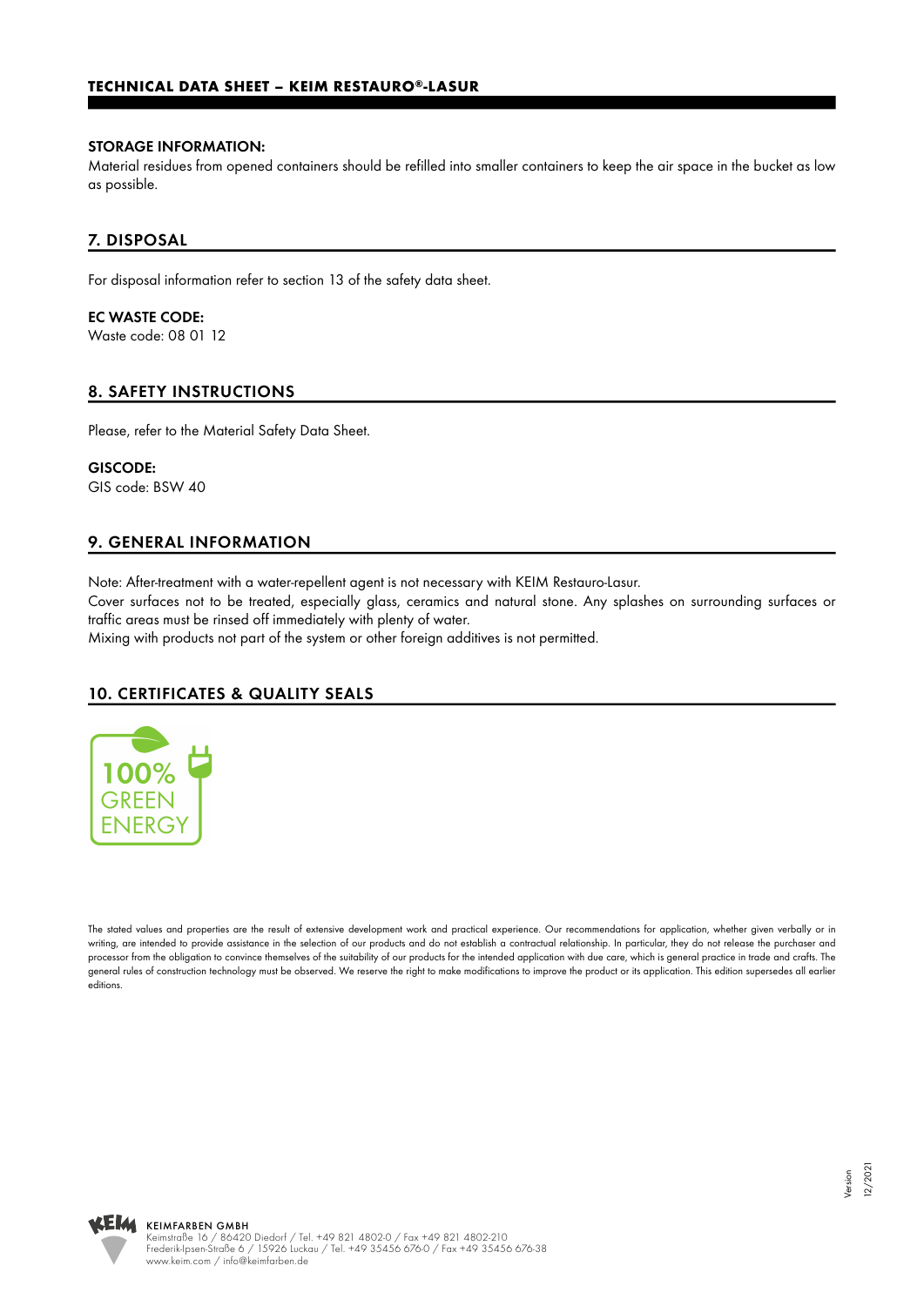#### STORAGE INFORMATION:

Material residues from opened containers should be refilled into smaller containers to keep the air space in the bucket as low as possible.

## 7. DISPOSAL

For disposal information refer to section 13 of the safety data sheet.

#### EC WASTE CODE:

Waste code: 08 01 12

## 8. SAFETY INSTRUCTIONS

Please, refer to the Material Safety Data Sheet.

#### GISCODE:

GIS code: BSW 40

## 9. GENERAL INFORMATION

Note: After-treatment with a water-repellent agent is not necessary with KEIM Restauro-Lasur.

Cover surfaces not to be treated, especially glass, ceramics and natural stone. Any splashes on surrounding surfaces or traffic areas must be rinsed off immediately with plenty of water.

Mixing with products not part of the system or other foreign additives is not permitted.

## 10. CERTIFICATES & QUALITY SEALS

100% GREEN ENERGY

The stated values and properties are the result of extensive development work and practical experience. Our recommendations for application, whether given verbally or in writing, are intended to provide assistance in the selection of our products and do not establish a contractual relationship. In particular, they do not release the purchaser and processor from the obligation to convince themselves of the suitability of our products for the intended application with due care, which is general practice in trade and crafts. The general rules of construction technology must be observed. We reserve the right to make modifications to improve the product or its application. This edition supersedes all earlier editions.

Version 12/2021

KEIMFARBEN GMBH
Keimstraße 16 / 86420 Diedorf / Tel. +49 821 4802-0 / Fax +49 821 4802-210
Frederik-Ipsen-Straße 6 / 15926 Luckau / Tel. +49 35456 676-0 / Fax +49 35456 676-38
www.keim.com / info@keimfarben.de